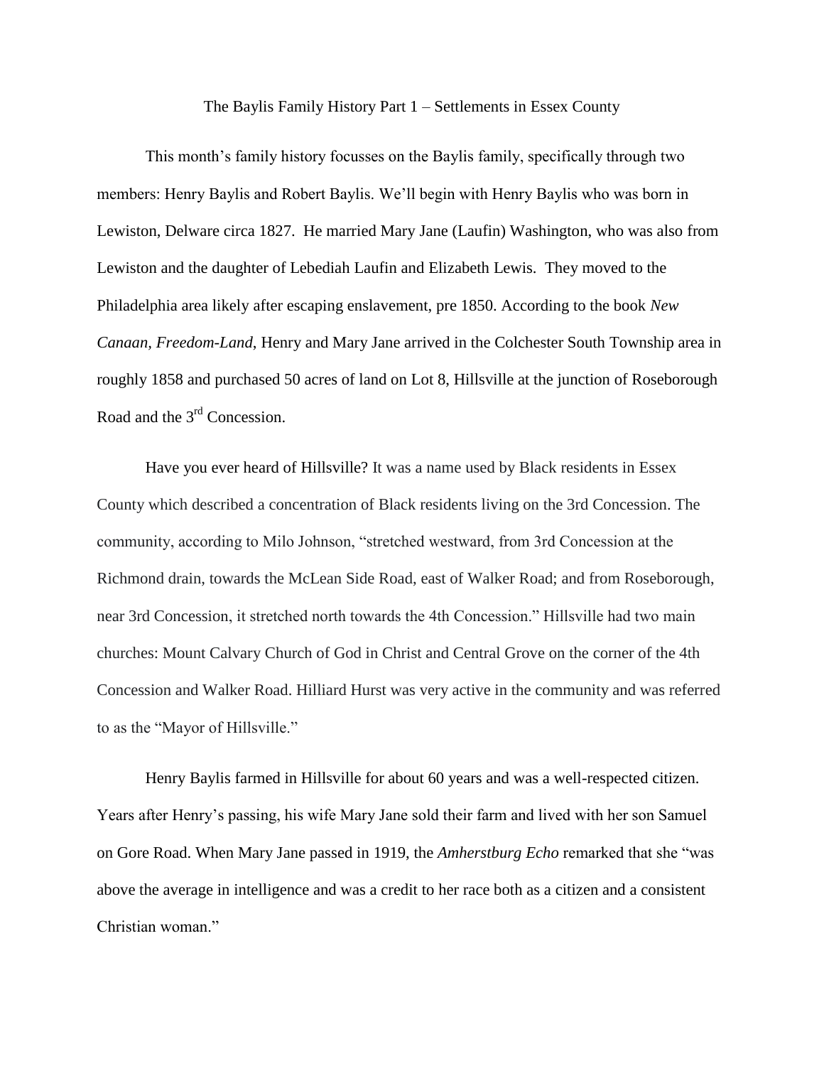# The Baylis Family History Part 1 – Settlements in Essex County

This month's family history focusses on the Baylis family, specifically through two members: Henry Baylis and Robert Baylis. We'll begin with Henry Baylis who was born in Lewiston, Delware circa 1827. He married Mary Jane (Laufin) Washington, who was also from Lewiston and the daughter of Lebediah Laufin and Elizabeth Lewis. They moved to the Philadelphia area likely after escaping enslavement, pre 1850. According to the book *New Canaan, Freedom-Land*, Henry and Mary Jane arrived in the Colchester South Township area in roughly 1858 and purchased 50 acres of land on Lot 8, Hillsville at the junction of Roseborough Road and the 3rd Concession.

Have you ever heard of Hillsville? It was a name used by Black residents in Essex County which described a concentration of Black residents living on the 3rd Concession. The community, according to Milo Johnson, "stretched westward, from 3rd Concession at the Richmond drain, towards the McLean Side Road, east of Walker Road; and from Roseborough, near 3rd Concession, it stretched north towards the 4th Concession." Hillsville had two main churches: Mount Calvary Church of God in Christ and Central Grove on the corner of the 4th Concession and Walker Road. Hilliard Hurst was very active in the community and was referred to as the "Mayor of Hillsville."

Henry Baylis farmed in Hillsville for about 60 years and was a well-respected citizen. Years after Henry's passing, his wife Mary Jane sold their farm and lived with her son Samuel on Gore Road. When Mary Jane passed in 1919, the *Amherstburg Echo* remarked that she "was above the average in intelligence and was a credit to her race both as a citizen and a consistent Christian woman."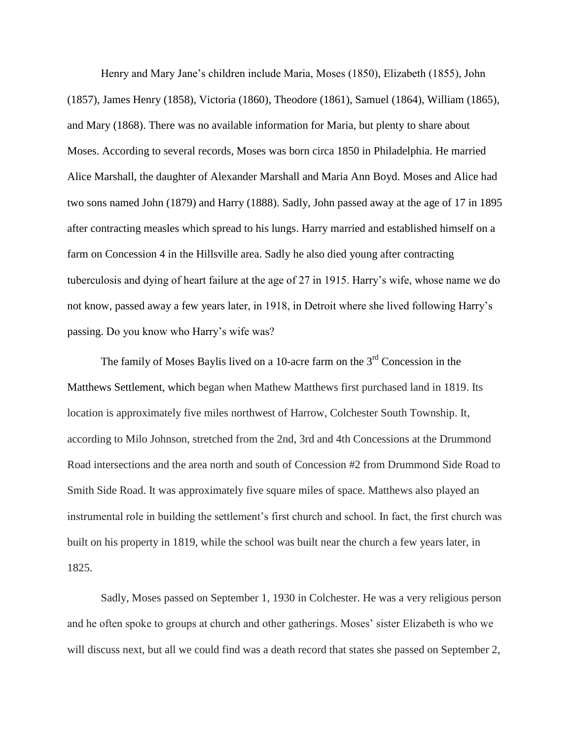Henry and Mary Jane's children include Maria, Moses (1850), Elizabeth (1855), John (1857), James Henry (1858), Victoria (1860), Theodore (1861), Samuel (1864), William (1865), and Mary (1868). There was no available information for Maria, but plenty to share about Moses. According to several records, Moses was born circa 1850 in Philadelphia. He married Alice Marshall, the daughter of Alexander Marshall and Maria Ann Boyd. Moses and Alice had two sons named John (1879) and Harry (1888). Sadly, John passed away at the age of 17 in 1895 after contracting measles which spread to his lungs. Harry married and established himself on a farm on Concession 4 in the Hillsville area. Sadly he also died young after contracting tuberculosis and dying of heart failure at the age of 27 in 1915. Harry's wife, whose name we do not know, passed away a few years later, in 1918, in Detroit where she lived following Harry's passing. Do you know who Harry's wife was?

The family of Moses Baylis lived on a 10-acre farm on the 3rd Concession in the Matthews Settlement, which began when Mathew Matthews first purchased land in 1819. Its location is approximately five miles northwest of Harrow, Colchester South Township. It, according to Milo Johnson, stretched from the 2nd, 3rd and 4th Concessions at the Drummond Road intersections and the area north and south of Concession #2 from Drummond Side Road to Smith Side Road. It was approximately five square miles of space. Matthews also played an instrumental role in building the settlement's first church and school. In fact, the first church was built on his property in 1819, while the school was built near the church a few years later, in 1825.

Sadly, Moses passed on September 1, 1930 in Colchester. He was a very religious person and he often spoke to groups at church and other gatherings. Moses' sister Elizabeth is who we will discuss next, but all we could find was a death record that states she passed on September 2,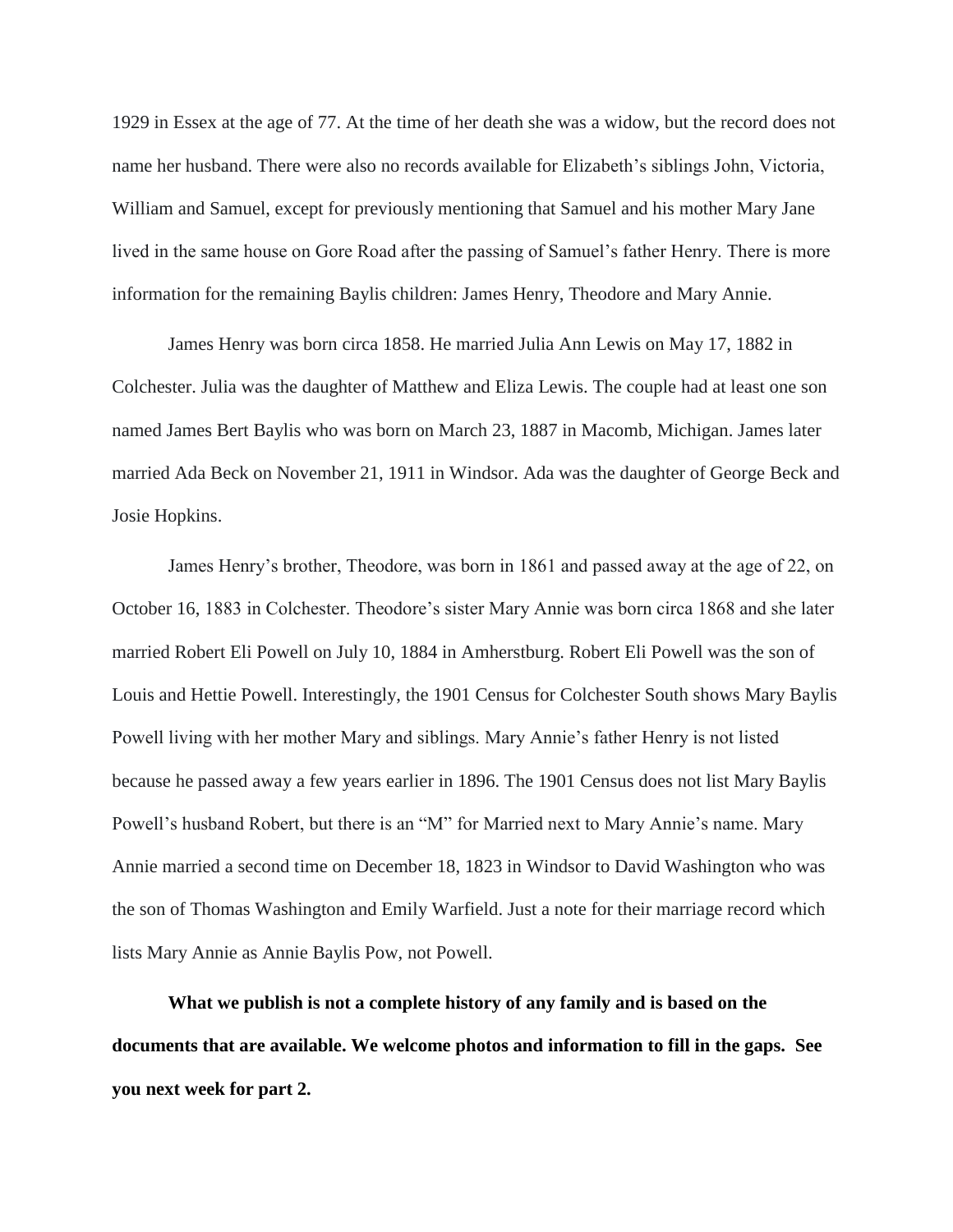1929 in Essex at the age of 77. At the time of her death she was a widow, but the record does not name her husband. There were also no records available for Elizabeth's siblings John, Victoria, William and Samuel, except for previously mentioning that Samuel and his mother Mary Jane lived in the same house on Gore Road after the passing of Samuel's father Henry. There is more information for the remaining Baylis children: James Henry, Theodore and Mary Annie.

James Henry was born circa 1858. He married Julia Ann Lewis on May 17, 1882 in Colchester. Julia was the daughter of Matthew and Eliza Lewis. The couple had at least one son named James Bert Baylis who was born on March 23, 1887 in Macomb, Michigan. James later married Ada Beck on November 21, 1911 in Windsor. Ada was the daughter of George Beck and Josie Hopkins.

James Henry's brother, Theodore, was born in 1861 and passed away at the age of 22, on October 16, 1883 in Colchester. Theodore's sister Mary Annie was born circa 1868 and she later married Robert Eli Powell on July 10, 1884 in Amherstburg. Robert Eli Powell was the son of Louis and Hettie Powell. Interestingly, the 1901 Census for Colchester South shows Mary Baylis Powell living with her mother Mary and siblings. Mary Annie's father Henry is not listed because he passed away a few years earlier in 1896. The 1901 Census does not list Mary Baylis Powell's husband Robert, but there is an "M" for Married next to Mary Annie's name. Mary Annie married a second time on December 18, 1823 in Windsor to David Washington who was the son of Thomas Washington and Emily Warfield. Just a note for their marriage record which lists Mary Annie as Annie Baylis Pow, not Powell.

**What we publish is not a complete history of any family and is based on the documents that are available. We welcome photos and information to fill in the gaps. See you next week for part 2.**